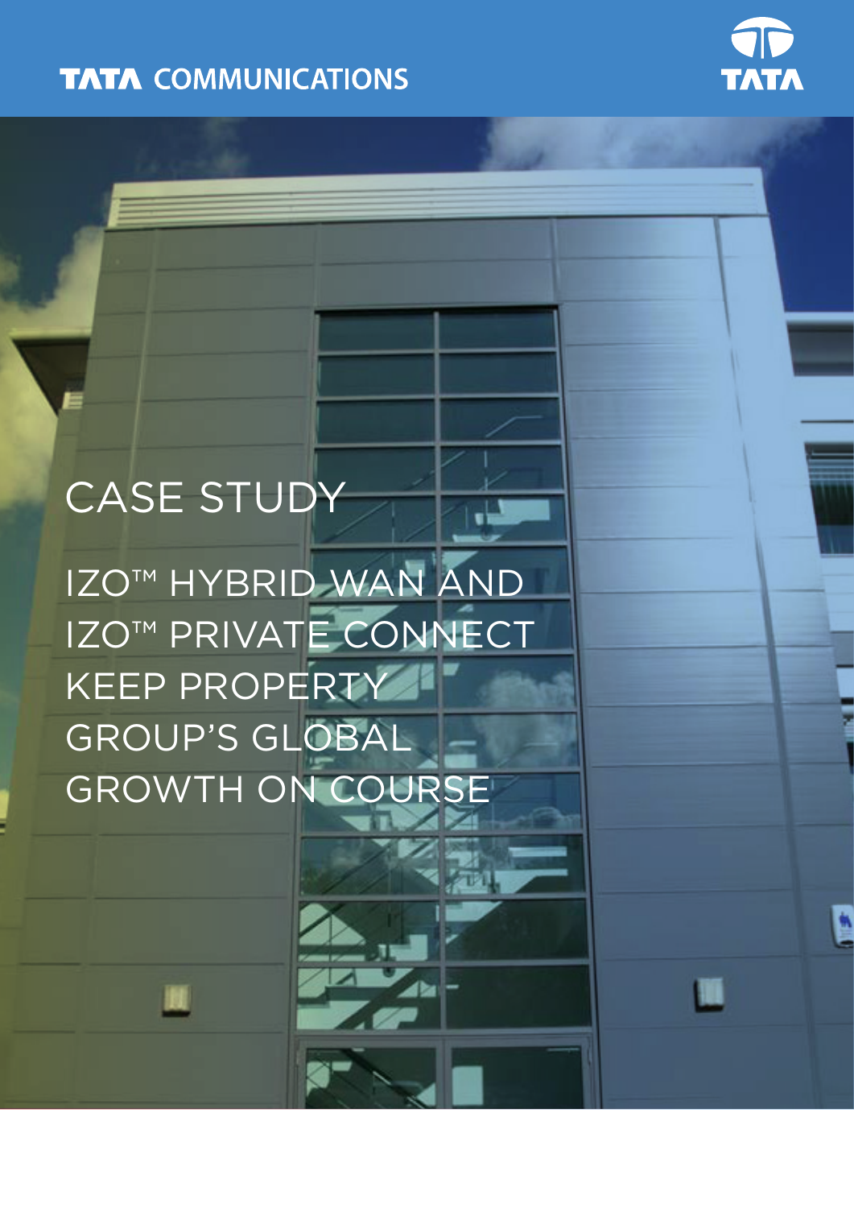TATA COMMUNICATIONS

# CASE STUDY

# IZO™ HYBRID WAN AND IZO™ PRIVATE CONNECT KEEP PROPERTY GROUP'S GLOBAL GROWTH ON COURSE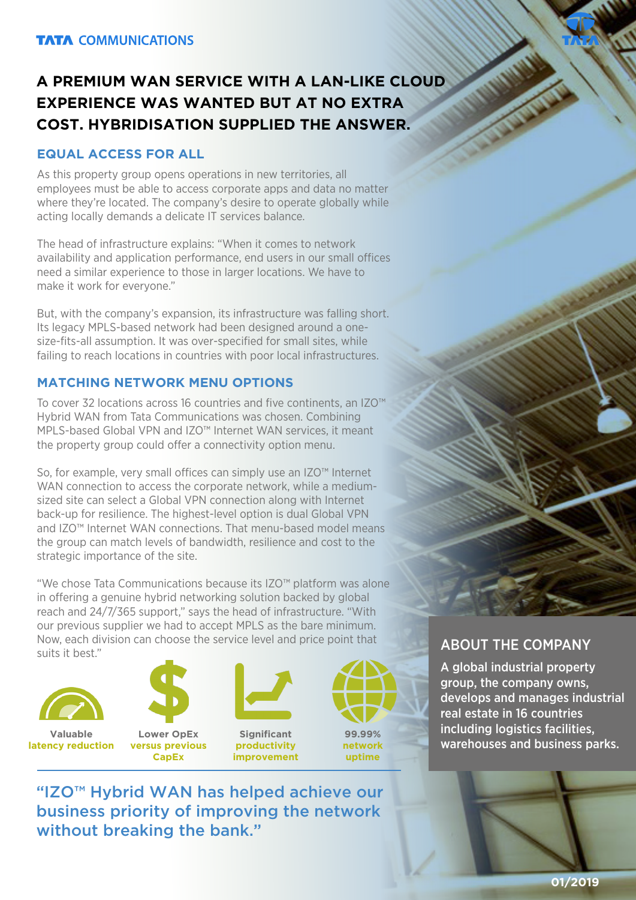# A PREMIUM WAN SERVICE WITH A LAN-LIKE CLOUD EXPERIENCE WAS WANTED BUT AT NO EXTRA COST. HYBRIDISATION SUPPLIED THE ANSWER.

## EQUAL ACCESS FOR ALL

As this property group opens operations in new territories, all employees must be able to access corporate apps and data no matter where they're located. The company's desire to operate globally while acting locally demands a delicate IT services balance.

The head of infrastructure explains: "When it comes to network availability and application performance, end users in our small offices need a similar experience to those in larger locations. We have to make it work for everyone."

But, with the company's expansion, its infrastructure was falling short. Its legacy MPLS-based network had been designed around a one-size-fits-all assumption. It was over-specified for small sites, while failing to reach locations in countries with poor local infrastructures.

## MATCHING NETWORK MENU OPTIONS

To cover 32 locations across 16 countries and five continents, an IZO™ Hybrid WAN from Tata Communications was chosen. Combining MPLS-based Global VPN and IZO™ Internet WAN services, it meant the property group could offer a connectivity option menu.

So, for example, very small offices can simply use an IZO™ Internet WAN connection to access the corporate network, while a medium-sized site can select a Global VPN connection along with Internet back-up for resilience. The highest-level option is dual Global VPN and IZO™ Internet WAN connections. That menu-based model means the group can match levels of bandwidth, resilience and cost to the strategic importance of the site.

"We chose Tata Communications because its IZO™ platform was alone in offering a genuine hybrid networking solution backed by global reach and 24/7/365 support," says the head of infrastructure. "With our previous supplier we had to accept MPLS as the bare minimum. Now, each division can choose the service level and price point that suits it best."

- **Valuable latency reduction**
- **Lower OpEx versus previous CapEx**
- **Significant productivity improvement**
- **99.99% network uptime**

"IZO™ Hybrid WAN has helped achieve our business priority of improving the network without breaking the bank."

## ABOUT THE COMPANY

A global industrial property group, the company owns, develops and manages industrial real estate in 16 countries including logistics facilities, warehouses and business parks.

01/2019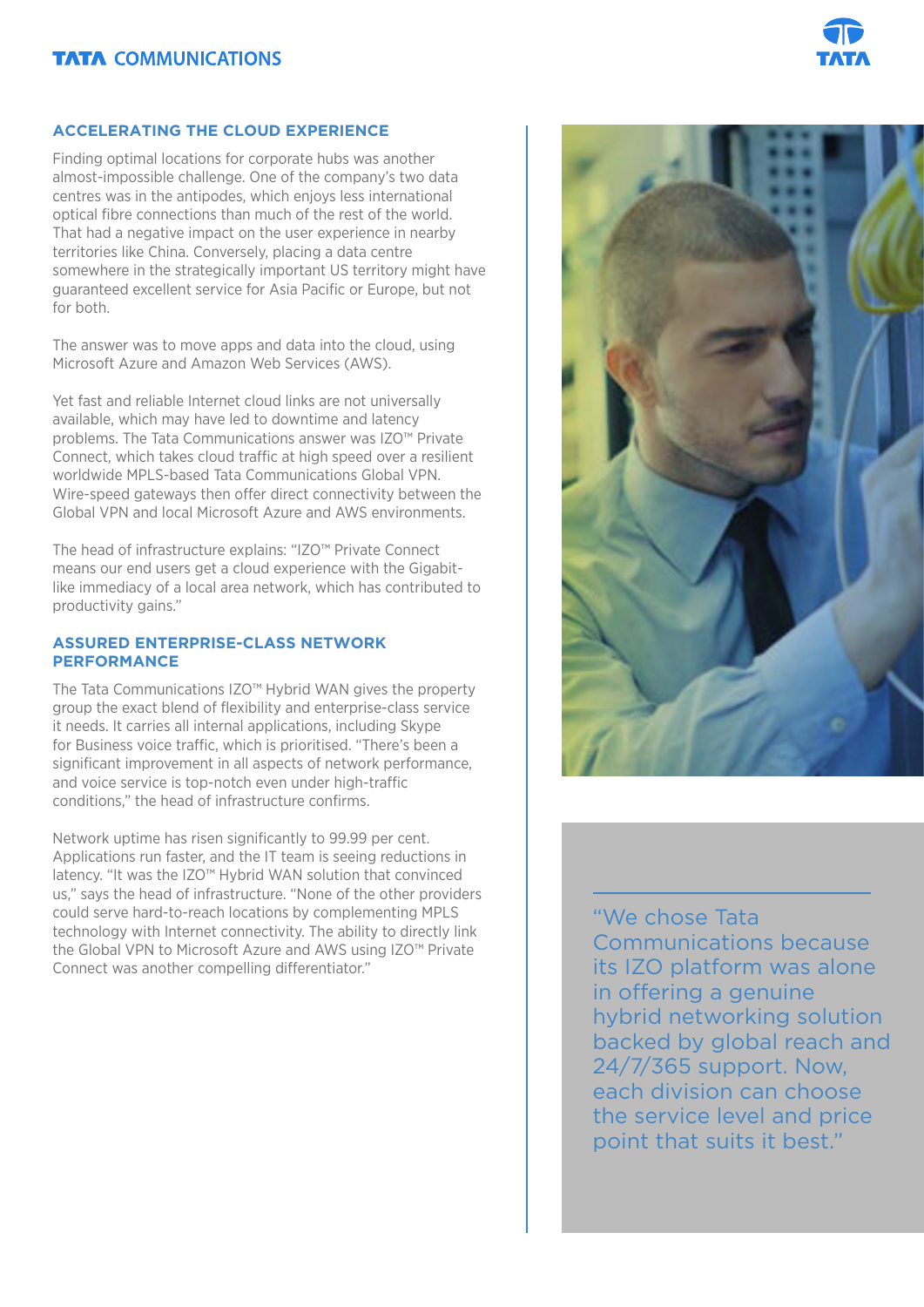## ACCELERATING THE CLOUD EXPERIENCE

Finding optimal locations for corporate hubs was another almost-impossible challenge. One of the company's two data centres was in the antipodes, which enjoys less international optical fibre connections than much of the rest of the world. That had a negative impact on the user experience in nearby territories like China. Conversely, placing a data centre somewhere in the strategically important US territory might have guaranteed excellent service for Asia Pacific or Europe, but not for both.

The answer was to move apps and data into the cloud, using Microsoft Azure and Amazon Web Services (AWS).

Yet fast and reliable Internet cloud links are not universally available, which may have led to downtime and latency problems. The Tata Communications answer was IZO™ Private Connect, which takes cloud traffic at high speed over a resilient worldwide MPLS-based Tata Communications Global VPN. Wire-speed gateways then offer direct connectivity between the Global VPN and local Microsoft Azure and AWS environments.

The head of infrastructure explains: "IZO™ Private Connect means our end users get a cloud experience with the Gigabit-like immediacy of a local area network, which has contributed to productivity gains."

## ASSURED ENTERPRISE-CLASS NETWORK PERFORMANCE

The Tata Communications IZO™ Hybrid WAN gives the property group the exact blend of flexibility and enterprise-class service it needs. It carries all internal applications, including Skype for Business voice traffic, which is prioritised. "There's been a significant improvement in all aspects of network performance, and voice service is top-notch even under high-traffic conditions," the head of infrastructure confirms.

Network uptime has risen significantly to 99.99 per cent. Applications run faster, and the IT team is seeing reductions in latency. "It was the IZO™ Hybrid WAN solution that convinced us," says the head of infrastructure. "None of the other providers could serve hard-to-reach locations by complementing MPLS technology with Internet connectivity. The ability to directly link the Global VPN to Microsoft Azure and AWS using IZO™ Private Connect was another compelling differentiator."

> "We chose Tata Communications because its IZO platform was alone in offering a genuine hybrid networking solution backed by global reach and 24/7/365 support. Now, each division can choose the service level and price point that suits it best."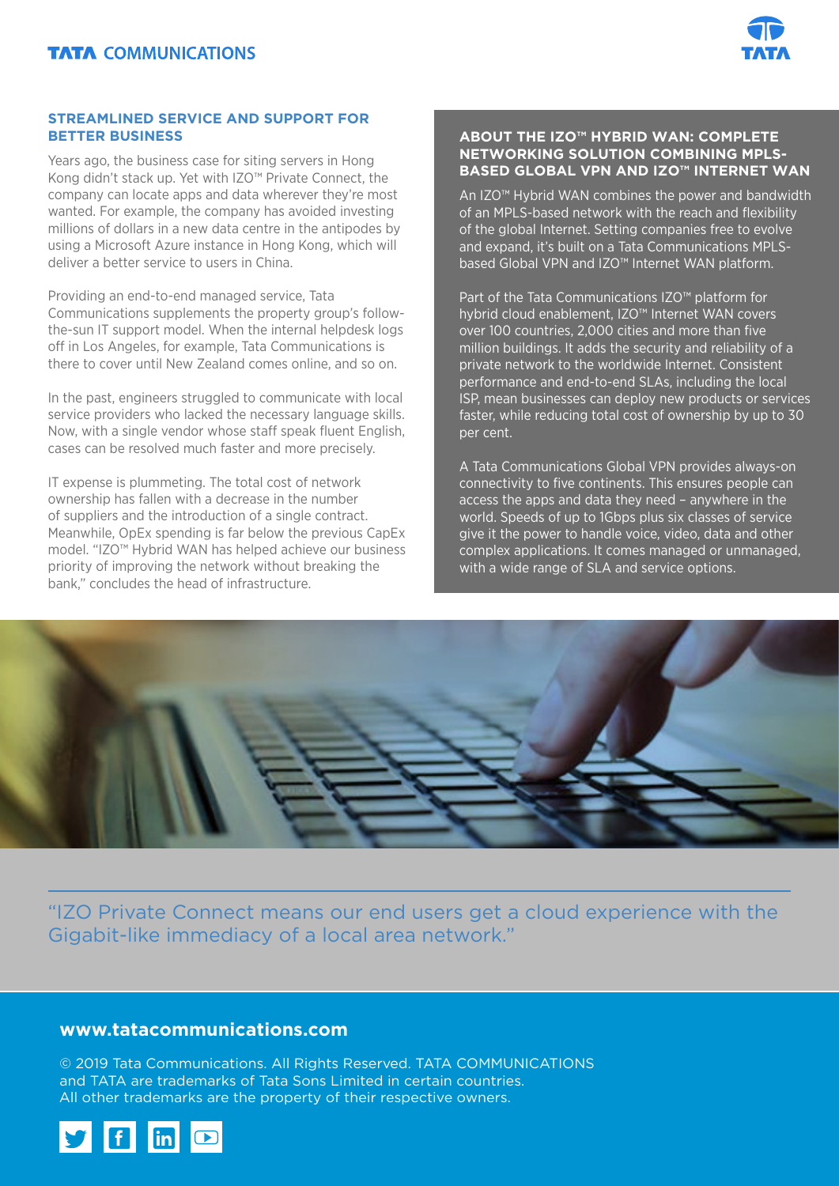## STREAMLINED SERVICE AND SUPPORT FOR BETTER BUSINESS

Years ago, the business case for siting servers in Hong Kong didn't stack up. Yet with IZO™ Private Connect, the company can locate apps and data wherever they're most wanted. For example, the company has avoided investing millions of dollars in a new data centre in the antipodes by using a Microsoft Azure instance in Hong Kong, which will deliver a better service to users in China.

Providing an end-to-end managed service, Tata Communications supplements the property group's follow-the-sun IT support model. When the internal helpdesk logs off in Los Angeles, for example, Tata Communications is there to cover until New Zealand comes online, and so on.

In the past, engineers struggled to communicate with local service providers who lacked the necessary language skills. Now, with a single vendor whose staff speak fluent English, cases can be resolved much faster and more precisely.

IT expense is plummeting. The total cost of network ownership has fallen with a decrease in the number of suppliers and the introduction of a single contract. Meanwhile, OpEx spending is far below the previous CapEx model. "IZO™ Hybrid WAN has helped achieve our business priority of improving the network without breaking the bank," concludes the head of infrastructure.

## ABOUT THE IZO™ HYBRID WAN: COMPLETE NETWORKING SOLUTION COMBINING MPLS-BASED GLOBAL VPN AND IZO™ INTERNET WAN

An IZO™ Hybrid WAN combines the power and bandwidth of an MPLS-based network with the reach and flexibility of the global Internet. Setting companies free to evolve and expand, it's built on a Tata Communications MPLS-based Global VPN and IZO™ Internet WAN platform.

Part of the Tata Communications IZO™ platform for hybrid cloud enablement, IZO™ Internet WAN covers over 100 countries, 2,000 cities and more than five million buildings. It adds the security and reliability of a private network to the worldwide Internet. Consistent performance and end-to-end SLAs, including the local ISP, mean businesses can deploy new products or services faster, while reducing total cost of ownership by up to 30 per cent.

A Tata Communications Global VPN provides always-on connectivity to five continents. This ensures people can access the apps and data they need – anywhere in the world. Speeds of up to 1Gbps plus six classes of service give it the power to handle voice, video, data and other complex applications. It comes managed or unmanaged, with a wide range of SLA and service options.

"IZO Private Connect means our end users get a cloud experience with the Gigabit-like immediacy of a local area network."

**www.tatacommunications.com**

© 2019 Tata Communications. All Rights Reserved. TATA COMMUNICATIONS and TATA are trademarks of Tata Sons Limited in certain countries. All other trademarks are the property of their respective owners.